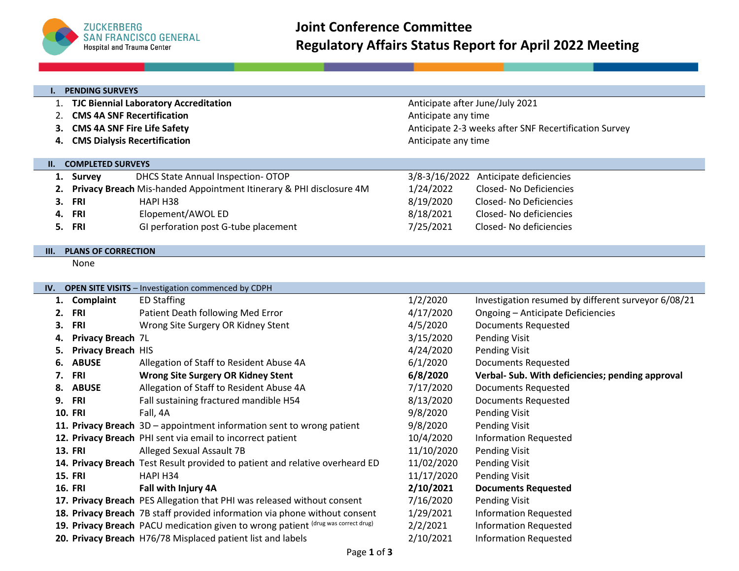**ZUCKERBERG SAN FRANCISCO GENERAL**
Hospital and Trauma Center

# Joint Conference Committee
# Regulatory Affairs Status Report for April 2022 Meeting

## I. PENDING SURVEYS

| # | Survey | Status |
|---|---|---|
| 1. | **TJC Biennial Laboratory Accreditation** | Anticipate after June/July 2021 |
| 2. | **CMS 4A SNF Recertification** | Anticipate any time |
| 3. | **CMS 4A SNF Fire Life Safety** | Anticipate 2-3 weeks after SNF Recertification Survey |
| 4. | **CMS Dialysis Recertification** | Anticipate any time |

## II. COMPLETED SURVEYS

| # | Type | Description | Date | Status |
|---|---|---|---|---|
| 1. | **Survey** | DHCS State Annual Inspection- OTOP | 3/8-3/16/2022 | Anticipate deficiencies |
| 2. | **Privacy Breach** | Mis-handed Appointment Itinerary & PHI disclosure 4M | 1/24/2022 | Closed- No Deficiencies |
| 3. | **FRI** | HAPI H38 | 8/19/2020 | Closed- No Deficiencies |
| 4. | **FRI** | Elopement/AWOL ED | 8/18/2021 | Closed- No deficiencies |
| 5. | **FRI** | GI perforation post G-tube placement | 7/25/2021 | Closed- No deficiencies |

## III. PLANS OF CORRECTION

None

## IV. OPEN SITE VISITS – Investigation commenced by CDPH

| # | Type | Description | Date | Status |
|---|---|---|---|---|
| 1. | **Complaint** | ED Staffing | 1/2/2020 | Investigation resumed by different surveyor 6/08/21 |
| 2. | **FRI** | Patient Death following Med Error | 4/17/2020 | Ongoing – Anticipate Deficiencies |
| 3. | **FRI** | Wrong Site Surgery OR Kidney Stent | 4/5/2020 | Documents Requested |
| 4. | **Privacy Breach** | 7L | 3/15/2020 | Pending Visit |
| 5. | **Privacy Breach** | HIS | 4/24/2020 | Pending Visit |
| 6. | **ABUSE** | Allegation of Staff to Resident Abuse 4A | 6/1/2020 | Documents Requested |
| 7. | **FRI** | **Wrong Site Surgery OR Kidney Stent** | **6/8/2020** | **Verbal- Sub. With deficiencies; pending approval** |
| 8. | **ABUSE** | Allegation of Staff to Resident Abuse 4A | 7/17/2020 | Documents Requested |
| 9. | **FRI** | Fall sustaining fractured mandible H54 | 8/13/2020 | Documents Requested |
| 10. | **FRI** | Fall, 4A | 9/8/2020 | Pending Visit |
| 11. | **Privacy Breach** | 3D – appointment information sent to wrong patient | 9/8/2020 | Pending Visit |
| 12. | **Privacy Breach** | PHI sent via email to incorrect patient | 10/4/2020 | Information Requested |
| 13. | **FRI** | Alleged Sexual Assault 7B | 11/10/2020 | Pending Visit |
| 14. | **Privacy Breach** | Test Result provided to patient and relative overheard ED | 11/02/2020 | Pending Visit |
| 15. | **FRI** | HAPI H34 | 11/17/2020 | Pending Visit |
| 16. | **FRI** | **Fall with Injury 4A** | **2/10/2021** | **Documents Requested** |
| 17. | **Privacy Breach** | PES Allegation that PHI was released without consent | 7/16/2020 | Pending Visit |
| 18. | **Privacy Breach** | 7B staff provided information via phone without consent | 1/29/2021 | Information Requested |
| 19. | **Privacy Breach** | PACU medication given to wrong patient (drug was correct drug) | 2/2/2021 | Information Requested |
| 20. | **Privacy Breach** | H76/78 Misplaced patient list and labels | 2/10/2021 | Information Requested |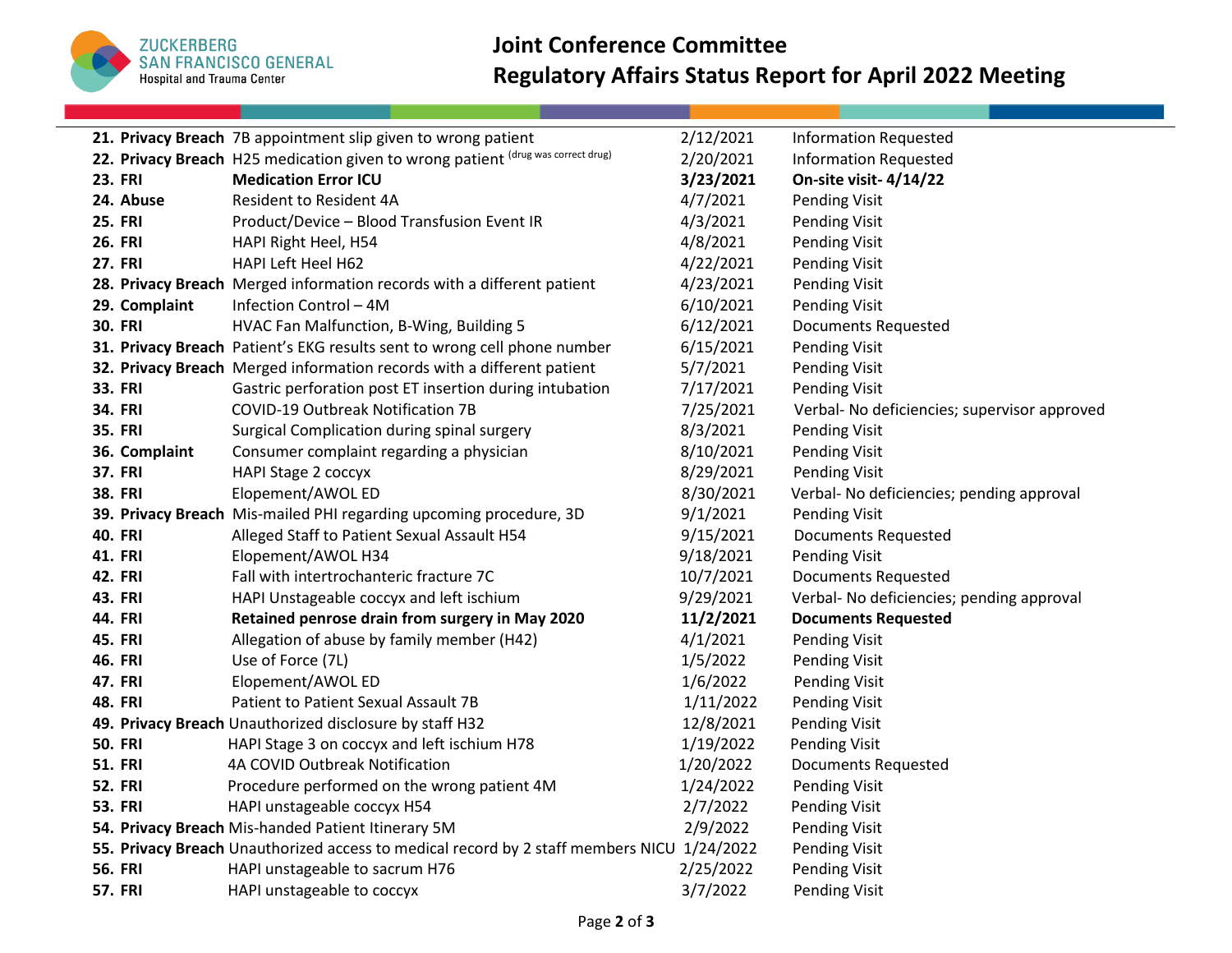# Joint Conference Committee

## Regulatory Affairs Status Report for April 2022 Meeting

| # | Type | Description | Date | Status |
|---|---|---|---|---|
| **21.** | **Privacy Breach** | 7B appointment slip given to wrong patient | 2/12/2021 | Information Requested |
| **22.** | **Privacy Breach** | H25 medication given to wrong patient (drug was correct drug) | 2/20/2021 | Information Requested |
| **23.** | **FRI** | **Medication Error ICU** | **3/23/2021** | **On-site visit- 4/14/22** |
| **24.** | **Abuse** | Resident to Resident 4A | 4/7/2021 | Pending Visit |
| **25.** | **FRI** | Product/Device – Blood Transfusion Event IR | 4/3/2021 | Pending Visit |
| **26.** | **FRI** | HAPI Right Heel, H54 | 4/8/2021 | Pending Visit |
| **27.** | **FRI** | HAPI Left Heel H62 | 4/22/2021 | Pending Visit |
| **28.** | **Privacy Breach** | Merged information records with a different patient | 4/23/2021 | Pending Visit |
| **29.** | **Complaint** | Infection Control – 4M | 6/10/2021 | Pending Visit |
| **30.** | **FRI** | HVAC Fan Malfunction, B-Wing, Building 5 | 6/12/2021 | Documents Requested |
| **31.** | **Privacy Breach** | Patient's EKG results sent to wrong cell phone number | 6/15/2021 | Pending Visit |
| **32.** | **Privacy Breach** | Merged information records with a different patient | 5/7/2021 | Pending Visit |
| **33.** | **FRI** | Gastric perforation post ET insertion during intubation | 7/17/2021 | Pending Visit |
| **34.** | **FRI** | COVID-19 Outbreak Notification 7B | 7/25/2021 | Verbal- No deficiencies; supervisor approved |
| **35.** | **FRI** | Surgical Complication during spinal surgery | 8/3/2021 | Pending Visit |
| **36.** | **Complaint** | Consumer complaint regarding a physician | 8/10/2021 | Pending Visit |
| **37.** | **FRI** | HAPI Stage 2 coccyx | 8/29/2021 | Pending Visit |
| **38.** | **FRI** | Elopement/AWOL ED | 8/30/2021 | Verbal- No deficiencies; pending approval |
| **39.** | **Privacy Breach** | Mis-mailed PHI regarding upcoming procedure, 3D | 9/1/2021 | Pending Visit |
| **40.** | **FRI** | Alleged Staff to Patient Sexual Assault H54 | 9/15/2021 | Documents Requested |
| **41.** | **FRI** | Elopement/AWOL H34 | 9/18/2021 | Pending Visit |
| **42.** | **FRI** | Fall with intertrochanteric fracture 7C | 10/7/2021 | Documents Requested |
| **43.** | **FRI** | HAPI Unstageable coccyx and left ischium | 9/29/2021 | Verbal- No deficiencies; pending approval |
| **44.** | **FRI** | **Retained penrose drain from surgery in May 2020** | **11/2/2021** | **Documents Requested** |
| **45.** | **FRI** | Allegation of abuse by family member (H42) | 4/1/2021 | Pending Visit |
| **46.** | **FRI** | Use of Force (7L) | 1/5/2022 | Pending Visit |
| **47.** | **FRI** | Elopement/AWOL ED | 1/6/2022 | Pending Visit |
| **48.** | **FRI** | Patient to Patient Sexual Assault 7B | 1/11/2022 | Pending Visit |
| **49.** | **Privacy Breach** | Unauthorized disclosure by staff H32 | 12/8/2021 | Pending Visit |
| **50.** | **FRI** | HAPI Stage 3 on coccyx and left ischium H78 | 1/19/2022 | Pending Visit |
| **51.** | **FRI** | 4A COVID Outbreak Notification | 1/20/2022 | Documents Requested |
| **52.** | **FRI** | Procedure performed on the wrong patient 4M | 1/24/2022 | Pending Visit |
| **53.** | **FRI** | HAPI unstageable coccyx H54 | 2/7/2022 | Pending Visit |
| **54.** | **Privacy Breach** | Mis-handed Patient Itinerary 5M | 2/9/2022 | Pending Visit |
| **55.** | **Privacy Breach** | Unauthorized access to medical record by 2 staff members NICU | 1/24/2022 | Pending Visit |
| **56.** | **FRI** | HAPI unstageable to sacrum H76 | 2/25/2022 | Pending Visit |
| **57.** | **FRI** | HAPI unstageable to coccyx | 3/7/2022 | Pending Visit |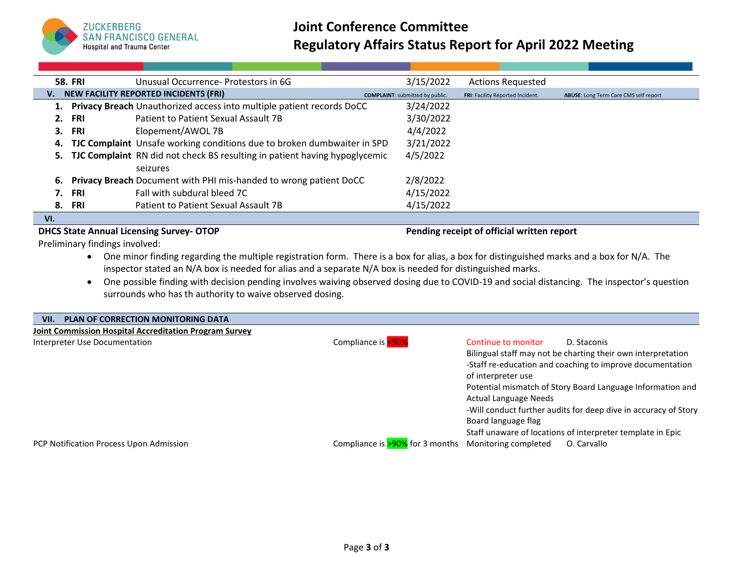# Joint Conference Committee

## Regulatory Affairs Status Report for April 2022 Meeting

| | | | | |
|---|---|---|---|---|
| **58.** | **FRI** | Unusual Occurrence- Protestors in 6G | 3/15/2022 | Actions Requested |

### V. NEW FACILITY REPORTED INCIDENTS (FRI)

**COMPLAINT**: submitted by public. **FRI**: Facility Reported Incident. **ABUSE**: Long Term Care CMS self report

| | | | |
|---|---|---|---|
| **1.** | **Privacy Breach** | Unauthorized access into multiple patient records DoCC | 3/24/2022 |
| **2.** | **FRI** | Patient to Patient Sexual Assault 7B | 3/30/2022 |
| **3.** | **FRI** | Elopement/AWOL 7B | 4/4/2022 |
| **4.** | **TJC Complaint** | Unsafe working conditions due to broken dumbwaiter in SPD | 3/21/2022 |
| **5.** | **TJC Complaint** | RN did not check BS resulting in patient having hypoglycemic seizures | 4/5/2022 |
| **6.** | **Privacy Breach** | Document with PHI mis-handed to wrong patient DoCC | 2/8/2022 |
| **7.** | **FRI** | Fall with subdural bleed 7C | 4/15/2022 |
| **8.** | **FRI** | Patient to Patient Sexual Assault 7B | 4/15/2022 |

### VI.

**DHCS State Annual Licensing Survey- OTOP** — **Pending receipt of official written report**

Preliminary findings involved:

- One minor finding regarding the multiple registration form. There is a box for alias, a box for distinguished marks and a box for N/A. The inspector stated an N/A box is needed for alias and a separate N/A box is needed for distinguished marks.
- One possible finding with decision pending involves waiving observed dosing due to COVID-19 and social distancing. The inspector's question surrounds who has th authority to waive observed dosing.

### VII. PLAN OF CORRECTION MONITORING DATA

**Joint Commission Hospital Accreditation Program Survey**

| | | | |
|---|---|---|---|
| Interpreter Use Documentation | Compliance is <90% | Continue to monitor<br>Bilingual staff may not be charting their own interpretation<br>-Staff re-education and coaching to improve documentation of interpreter use<br>Potential mismatch of Story Board Language Information and Actual Language Needs<br>-Will conduct further audits for deep dive in accuracy of Story Board language flag<br>Staff unaware of locations of interpreter template in Epic | D. Staconis |
| PCP Notification Process Upon Admission | Compliance is >90% for 3 months | Monitoring completed | O. Carvallo |